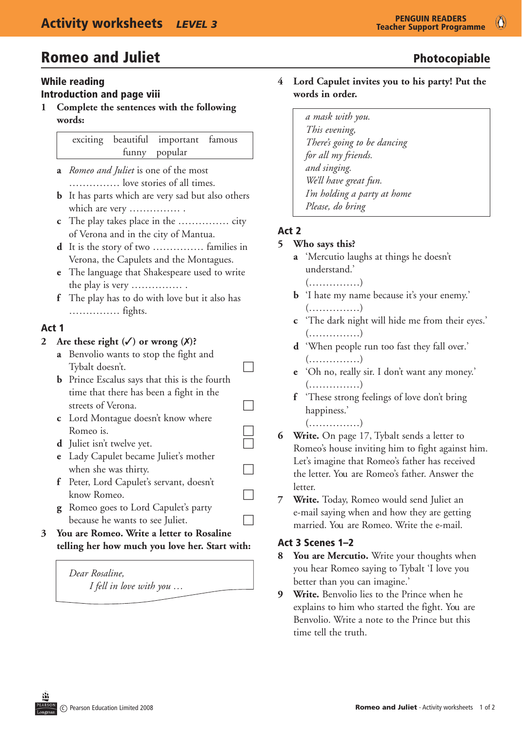# Romeo and Juliet

**Photocopiable**

## While reading

### Introduction and page viii

**1 Complete the sentences with the following words:**

| exciting | beautiful | important | famous | funny | popular |
|---|---|---|---|---|---|

a *Romeo and Juliet* is one of the most ............... love stories of all times.

b It has parts which are very sad but also others which are very ............... .

c The play takes place in the ............... city of Verona and in the city of Mantua.

d It is the story of two ............... families in Verona, the Capulets and the Montagues.

e The language that Shakespeare used to write the play is very ............... .

f The play has to do with love but it also has ............... fights.

### Act 1

**2 Are these right (✓) or wrong (✗)?**

a Benvolio wants to stop the fight and Tybalt doesn't. ☐

b Prince Escalus says that this is the fourth time that there has been a fight in the streets of Verona. ☐

c Lord Montague doesn't know where Romeo is. ☐

d Juliet isn't twelve yet. ☐

e Lady Capulet became Juliet's mother when she was thirty. ☐

f Peter, Lord Capulet's servant, doesn't know Romeo. ☐

g Romeo goes to Lord Capulet's party because he wants to see Juliet. ☐

**3 You are Romeo. Write a letter to Rosaline telling her how much you love her. Start with:**

*Dear Rosaline,*
*I fell in love with you …*

**4 Lord Capulet invites you to his party! Put the words in order.**

*a mask with you.*
*This evening,*
*There's going to be dancing*
*for all my friends.*
*and singing.*
*We'll have great fun.*
*I'm holding a party at home*
*Please, do bring*

### Act 2

**5 Who says this?**

a 'Mercutio laughs at things he doesn't understand.'
(...............)

b 'I hate my name because it's your enemy.'
(...............)

c 'The dark night will hide me from their eyes.'
(...............)

d 'When people run too fast they fall over.'
(...............)

e 'Oh no, really sir. I don't want any money.'
(...............)

f 'These strong feelings of love don't bring happiness.'
(...............)

**6 Write.** On page 17, Tybalt sends a letter to Romeo's house inviting him to fight against him. Let's imagine that Romeo's father has received the letter. You are Romeo's father. Answer the letter.

**7 Write.** Today, Romeo would send Juliet an e-mail saying when and how they are getting married. You are Romeo. Write the e-mail.

### Act 3 Scenes 1–2

**8 You are Mercutio.** Write your thoughts when you hear Romeo saying to Tybalt 'I love you better than you can imagine.'

**9 Write.** Benvolio lies to the Prince when he explains to him who started the fight. You are Benvolio. Write a note to the Prince but this time tell the truth.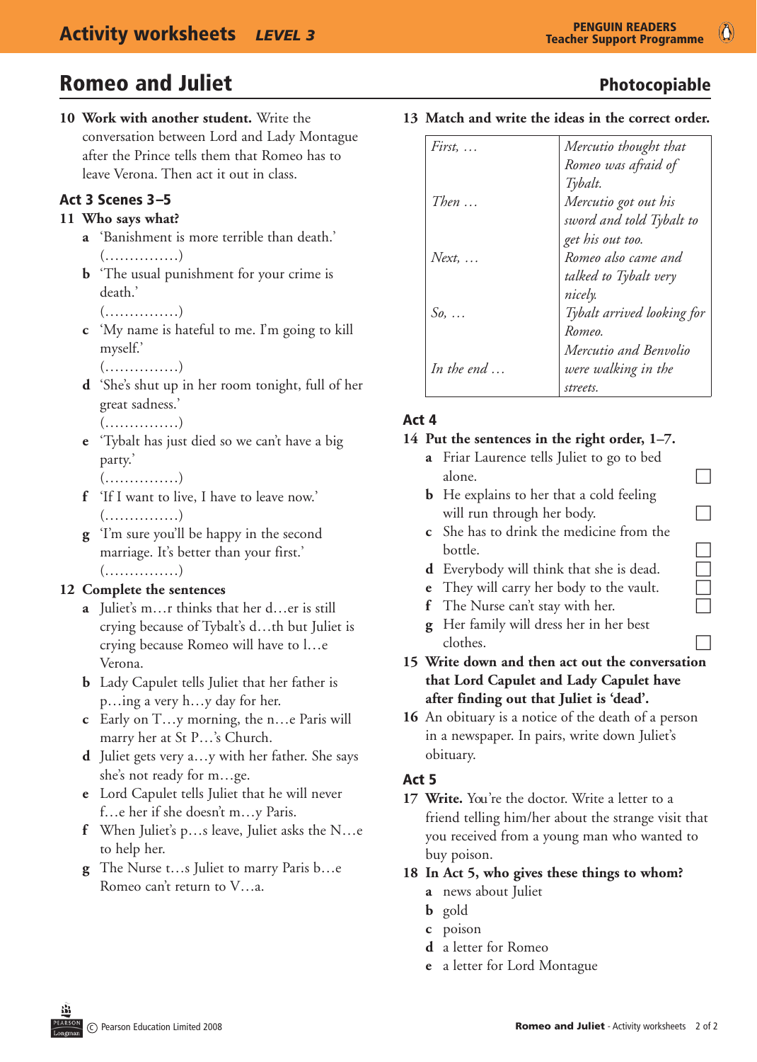# Romeo and Juliet

**Photocopiable**

**10 Work with another student.** Write the conversation between Lord and Lady Montague after the Prince tells them that Romeo has to leave Verona. Then act it out in class.

## Act 3 Scenes 3–5

**11 Who says what?**

- **a** 'Banishment is more terrible than death.' (……………)
- **b** 'The usual punishment for your crime is death.' (……………)
- **c** 'My name is hateful to me. I'm going to kill myself.' (……………)
- **d** 'She's shut up in her room tonight, full of her great sadness.' (……………)
- **e** 'Tybalt has just died so we can't have a big party.' (……………)
- **f** 'If I want to live, I have to leave now.' (……………)
- **g** 'I'm sure you'll be happy in the second marriage. It's better than your first.' (……………)

**12 Complete the sentences**

- **a** Juliet's m…r thinks that her d…er is still crying because of Tybalt's d…th but Juliet is crying because Romeo will have to l…e Verona.
- **b** Lady Capulet tells Juliet that her father is p…ing a very h…y day for her.
- **c** Early on T…y morning, the n…e Paris will marry her at St P…'s Church.
- **d** Juliet gets very a…y with her father. She says she's not ready for m…ge.
- **e** Lord Capulet tells Juliet that he will never f…e her if she doesn't m…y Paris.
- **f** When Juliet's p…s leave, Juliet asks the N…e to help her.
- **g** The Nurse t…s Juliet to marry Paris b…e Romeo can't return to V…a.

**13 Match and write the ideas in the correct order.**

| | |
|---|---|
| *First, …* | *Mercutio thought that Romeo was afraid of Tybalt.* |
| *Then …* | *Mercutio got out his sword and told Tybalt to get his out too.* |
| *Next, …* | *Romeo also came and talked to Tybalt very nicely.* |
| *So, …* | *Tybalt arrived looking for Romeo.* |
| *In the end …* | *Mercutio and Benvolio were walking in the streets.* |

## Act 4

**14 Put the sentences in the right order, 1–7.**

- **a** Friar Laurence tells Juliet to go to bed alone. ☐
- **b** He explains to her that a cold feeling will run through her body. ☐
- **c** She has to drink the medicine from the bottle. ☐
- **d** Everybody will think that she is dead. ☐
- **e** They will carry her body to the vault. ☐
- **f** The Nurse can't stay with her. ☐
- **g** Her family will dress her in her best clothes. ☐

**15 Write down and then act out the conversation that Lord Capulet and Lady Capulet have after finding out that Juliet is 'dead'.**

**16** An obituary is a notice of the death of a person in a newspaper. In pairs, write down Juliet's obituary.

## Act 5

**17 Write.** You're the doctor. Write a letter to a friend telling him/her about the strange visit that you received from a young man who wanted to buy poison.

**18 In Act 5, who gives these things to whom?**

- **a** news about Juliet
- **b** gold
- **c** poison
- **d** a letter for Romeo
- **e** a letter for Lord Montague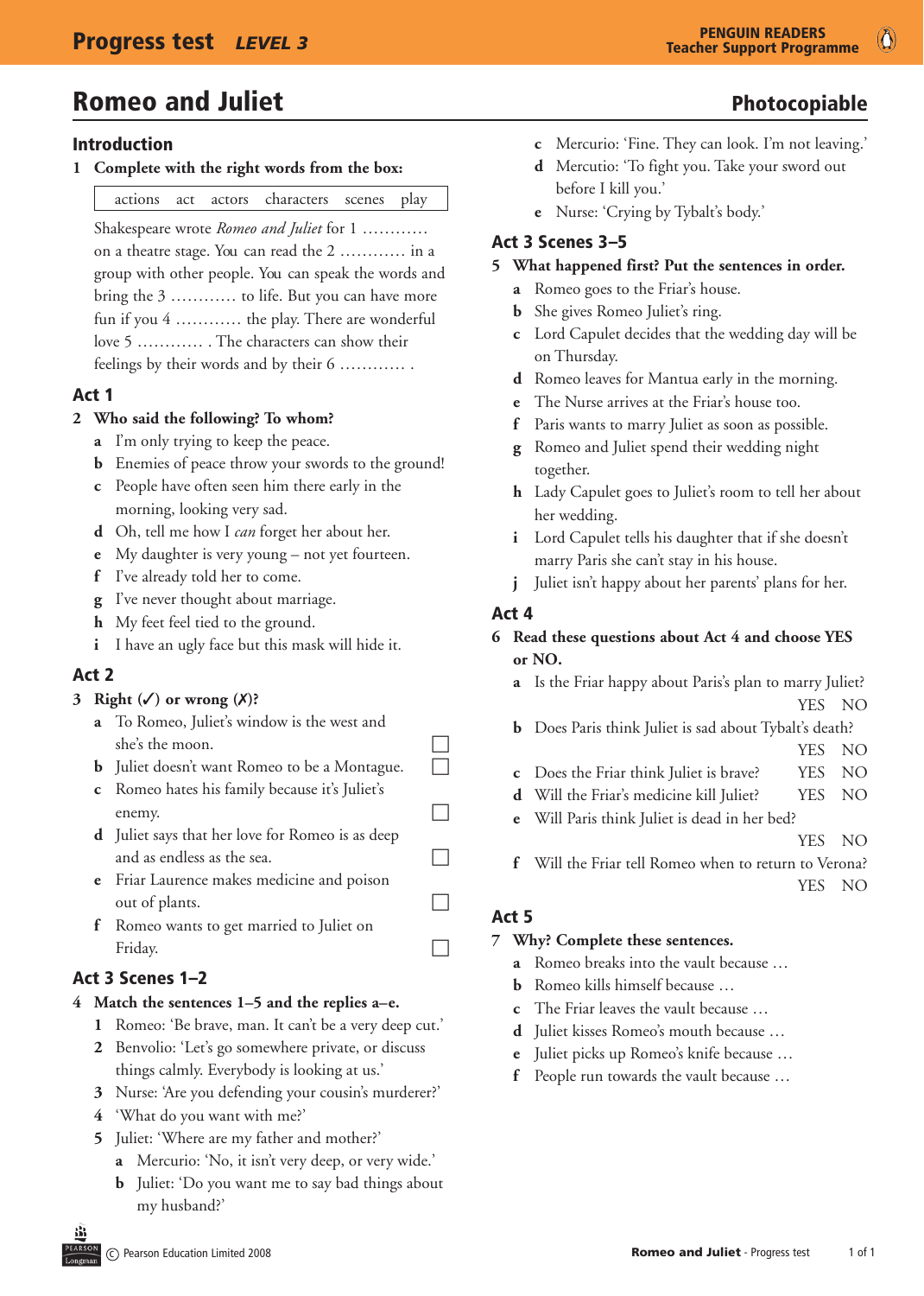# Romeo and Juliet

**Photocopiable**

## Introduction

**1 Complete with the right words from the box:**

| actions | act | actors | characters | scenes | play |
|---|---|---|---|---|---|

Shakespeare wrote *Romeo and Juliet* for 1 ………… on a theatre stage. You can read the 2 ………… in a group with other people. You can speak the words and bring the 3 ………… to life. But you can have more fun if you 4 ………… the play. There are wonderful love 5 ………… . The characters can show their feelings by their words and by their 6 ………… .

## Act 1

**2 Who said the following? To whom?**

- **a** I'm only trying to keep the peace.
- **b** Enemies of peace throw your swords to the ground!
- **c** People have often seen him there early in the morning, looking very sad.
- **d** Oh, tell me how I *can* forget her about her.
- **e** My daughter is very young – not yet fourteen.
- **f** I've already told her to come.
- **g** I've never thought about marriage.
- **h** My feet feel tied to the ground.
- **i** I have an ugly face but this mask will hide it.

## Act 2

**3 Right (✓) or wrong (✗)?**

- **a** To Romeo, Juliet's window is the west and she's the moon. ☐
- **b** Juliet doesn't want Romeo to be a Montague. ☐
- **c** Romeo hates his family because it's Juliet's enemy. ☐
- **d** Juliet says that her love for Romeo is as deep and as endless as the sea. ☐
- **e** Friar Laurence makes medicine and poison out of plants. ☐
- **f** Romeo wants to get married to Juliet on Friday. ☐

## Act 3 Scenes 1–2

**4 Match the sentences 1–5 and the replies a–e.**

1. Romeo: 'Be brave, man. It can't be a very deep cut.'
2. Benvolio: 'Let's go somewhere private, or discuss things calmly. Everybody is looking at us.'
3. Nurse: 'Are you defending your cousin's murderer?'
4. 'What do you want with me?'
5. Juliet: 'Where are my father and mother?'

- **a** Mercurio: 'No, it isn't very deep, or very wide.'
- **b** Juliet: 'Do you want me to say bad things about my husband?'
- **c** Mercurio: 'Fine. They can look. I'm not leaving.'
- **d** Mercutio: 'To fight you. Take your sword out before I kill you.'
- **e** Nurse: 'Crying by Tybalt's body.'

## Act 3 Scenes 3–5

**5 What happened first? Put the sentences in order.**

- **a** Romeo goes to the Friar's house.
- **b** She gives Romeo Juliet's ring.
- **c** Lord Capulet decides that the wedding day will be on Thursday.
- **d** Romeo leaves for Mantua early in the morning.
- **e** The Nurse arrives at the Friar's house too.
- **f** Paris wants to marry Juliet as soon as possible.
- **g** Romeo and Juliet spend their wedding night together.
- **h** Lady Capulet goes to Juliet's room to tell her about her wedding.
- **i** Lord Capulet tells his daughter that if she doesn't marry Paris she can't stay in his house.
- **j** Juliet isn't happy about her parents' plans for her.

## Act 4

**6 Read these questions about Act 4 and choose YES or NO.**

- **a** Is the Friar happy about Paris's plan to marry Juliet? YES NO
- **b** Does Paris think Juliet is sad about Tybalt's death? YES NO
- **c** Does the Friar think Juliet is brave? YES NO
- **d** Will the Friar's medicine kill Juliet? YES NO
- **e** Will Paris think Juliet is dead in her bed? YES NO
- **f** Will the Friar tell Romeo when to return to Verona? YES NO

## Act 5

**7 Why? Complete these sentences.**

- **a** Romeo breaks into the vault because …
- **b** Romeo kills himself because …
- **c** The Friar leaves the vault because …
- **d** Juliet kisses Romeo's mouth because …
- **e** Juliet picks up Romeo's knife because …
- **f** People run towards the vault because …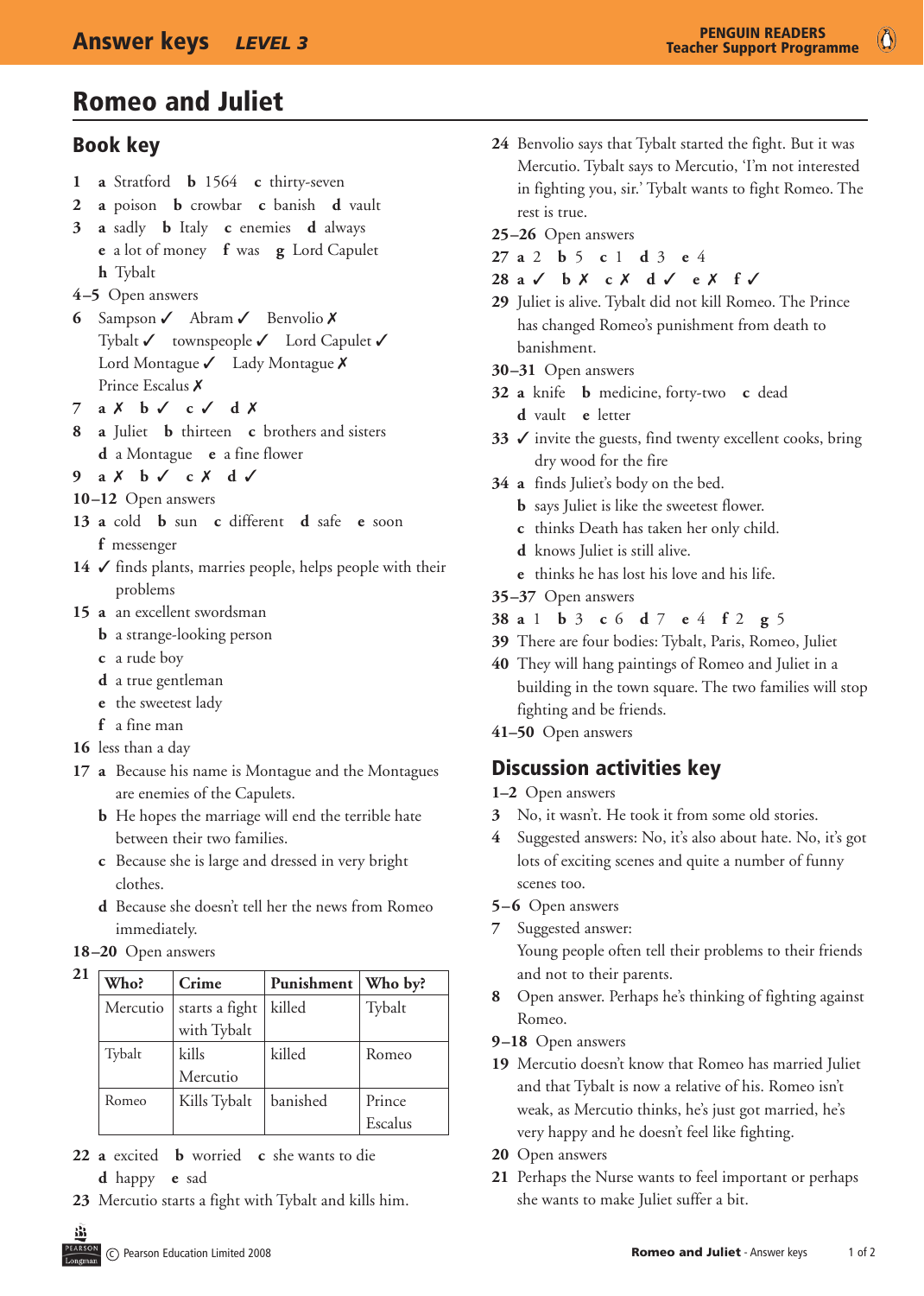# Romeo and Juliet

## Book key

**1** **a** Stratford **b** 1564 **c** thirty-seven

**2** **a** poison **b** crowbar **c** banish **d** vault

**3** **a** sadly **b** Italy **c** enemies **d** always
**e** a lot of money **f** was **g** Lord Capulet
**h** Tybalt

**4–5** Open answers

**6** Sampson ✓ Abram ✓ Benvolio ✗
Tybalt ✓ townspeople ✓ Lord Capulet ✓
Lord Montague ✓ Lady Montague ✗
Prince Escalus ✗

**7** **a** ✗ **b** ✓ **c** ✓ **d** ✗

**8** **a** Juliet **b** thirteen **c** brothers and sisters
**d** a Montague **e** a fine flower

**9** **a** ✗ **b** ✓ **c** ✗ **d** ✓

**10–12** Open answers

**13** **a** cold **b** sun **c** different **d** safe **e** soon
**f** messenger

**14** ✓ finds plants, marries people, helps people with their problems

**15** **a** an excellent swordsman
**b** a strange-looking person
**c** a rude boy
**d** a true gentleman
**e** the sweetest lady
**f** a fine man

**16** less than a day

**17** **a** Because his name is Montague and the Montagues are enemies of the Capulets.
**b** He hopes the marriage will end the terrible hate between their two families.
**c** Because she is large and dressed in very bright clothes.
**d** Because she doesn't tell her the news from Romeo immediately.

**18–20** Open answers

**21**

| Who? | Crime | Punishment | Who by? |
|---|---|---|---|
| Mercutio | starts a fight with Tybalt | killed | Tybalt |
| Tybalt | kills Mercutio | killed | Romeo |
| Romeo | Kills Tybalt | banished | Prince Escalus |

**22** **a** excited **b** worried **c** she wants to die
**d** happy **e** sad

**23** Mercutio starts a fight with Tybalt and kills him.

**24** Benvolio says that Tybalt started the fight. But it was Mercutio. Tybalt says to Mercutio, 'I'm not interested in fighting you, sir.' Tybalt wants to fight Romeo. The rest is true.

**25–26** Open answers

**27** **a** 2 **b** 5 **c** 1 **d** 3 **e** 4

**28** **a** ✓ **b** ✗ **c** ✗ **d** ✓ **e** ✗ **f** ✓

**29** Juliet is alive. Tybalt did not kill Romeo. The Prince has changed Romeo's punishment from death to banishment.

**30–31** Open answers

**32** **a** knife **b** medicine, forty-two **c** dead
**d** vault **e** letter

**33** ✓ invite the guests, find twenty excellent cooks, bring dry wood for the fire

**34** **a** finds Juliet's body on the bed.
**b** says Juliet is like the sweetest flower.
**c** thinks Death has taken her only child.
**d** knows Juliet is still alive.
**e** thinks he has lost his love and his life.

**35–37** Open answers

**38** **a** 1 **b** 3 **c** 6 **d** 7 **e** 4 **f** 2 **g** 5

**39** There are four bodies: Tybalt, Paris, Romeo, Juliet

**40** They will hang paintings of Romeo and Juliet in a building in the town square. The two families will stop fighting and be friends.

**41–50** Open answers

## Discussion activities key

**1–2** Open answers

**3** No, it wasn't. He took it from some old stories.

**4** Suggested answers: No, it's also about hate. No, it's got lots of exciting scenes and quite a number of funny scenes too.

**5–6** Open answers

**7** Suggested answer:
Young people often tell their problems to their friends and not to their parents.

**8** Open answer. Perhaps he's thinking of fighting against Romeo.

**9–18** Open answers

**19** Mercutio doesn't know that Romeo has married Juliet and that Tybalt is now a relative of his. Romeo isn't weak, as Mercutio thinks, he's just got married, he's very happy and he doesn't feel like fighting.

**20** Open answers

**21** Perhaps the Nurse wants to feel important or perhaps she wants to make Juliet suffer a bit.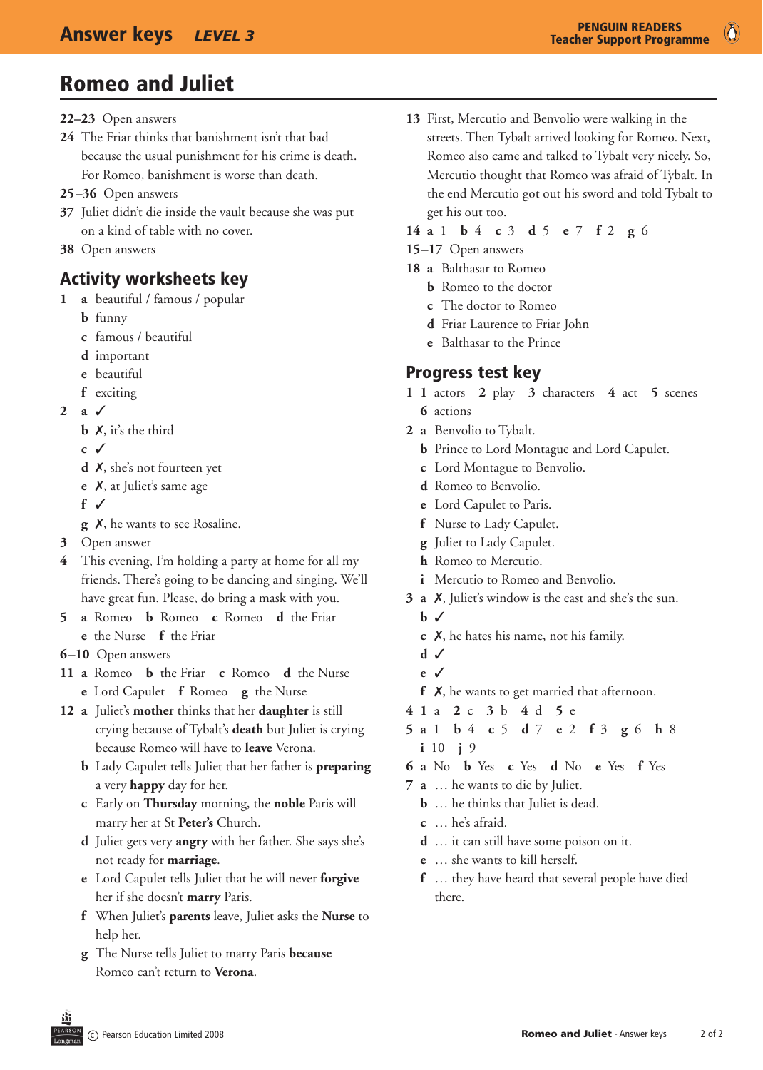# Romeo and Juliet

**22–23** Open answers

**24** The Friar thinks that banishment isn't that bad because the usual punishment for his crime is death. For Romeo, banishment is worse than death.

**25–36** Open answers

**37** Juliet didn't die inside the vault because she was put on a kind of table with no cover.

**38** Open answers

## Activity worksheets key

**1** **a** beautiful / famous / popular
**b** funny
**c** famous / beautiful
**d** important
**e** beautiful
**f** exciting

**2** **a** ✓
**b** ✗, it's the third
**c** ✓
**d** ✗, she's not fourteen yet
**e** ✗, at Juliet's same age
**f** ✓
**g** ✗, he wants to see Rosaline.

**3** Open answer

**4** This evening, I'm holding a party at home for all my friends. There's going to be dancing and singing. We'll have great fun. Please, do bring a mask with you.

**5** **a** Romeo **b** Romeo **c** Romeo **d** the Friar **e** the Nurse **f** the Friar

**6–10** Open answers

**11** **a** Romeo **b** the Friar **c** Romeo **d** the Nurse **e** Lord Capulet **f** Romeo **g** the Nurse

**12** **a** Juliet's **mother** thinks that her **daughter** is still crying because of Tybalt's **death** but Juliet is crying because Romeo will have to **leave** Verona.
**b** Lady Capulet tells Juliet that her father is **preparing** a very **happy** day for her.
**c** Early on **Thursday** morning, the **noble** Paris will marry her at St **Peter's** Church.
**d** Juliet gets very **angry** with her father. She says she's not ready for **marriage**.
**e** Lord Capulet tells Juliet that he will never **forgive** her if she doesn't **marry** Paris.
**f** When Juliet's **parents** leave, Juliet asks the **Nurse** to help her.
**g** The Nurse tells Juliet to marry Paris **because** Romeo can't return to **Verona**.

**13** First, Mercutio and Benvolio were walking in the streets. Then Tybalt arrived looking for Romeo. Next, Romeo also came and talked to Tybalt very nicely. So, Mercutio thought that Romeo was afraid of Tybalt. In the end Mercutio got out his sword and told Tybalt to get his out too.

**14** **a** 1 **b** 4 **c** 3 **d** 5 **e** 7 **f** 2 **g** 6

**15–17** Open answers

**18** **a** Balthasar to Romeo
**b** Romeo to the doctor
**c** The doctor to Romeo
**d** Friar Laurence to Friar John
**e** Balthasar to the Prince

## Progress test key

**1** **1** actors **2** play **3** characters **4** act **5** scenes **6** actions

**2** **a** Benvolio to Tybalt.
**b** Prince to Lord Montague and Lord Capulet.
**c** Lord Montague to Benvolio.
**d** Romeo to Benvolio.
**e** Lord Capulet to Paris.
**f** Nurse to Lady Capulet.
**g** Juliet to Lady Capulet.
**h** Romeo to Mercutio.
**i** Mercutio to Romeo and Benvolio.

**3** **a** ✗, Juliet's window is the east and she's the sun.
**b** ✓
**c** ✗, he hates his name, not his family.
**d** ✓
**e** ✓
**f** ✗, he wants to get married that afternoon.

**4** **1** a **2** c **3** b **4** d **5** e

**5** **a** 1 **b** 4 **c** 5 **d** 7 **e** 2 **f** 3 **g** 6 **h** 8 **i** 10 **j** 9

**6** **a** No **b** Yes **c** Yes **d** No **e** Yes **f** Yes

**7** **a** … he wants to die by Juliet.
**b** … he thinks that Juliet is dead.
**c** … he's afraid.
**d** … it can still have some poison on it.
**e** … she wants to kill herself.
**f** … they have heard that several people have died there.